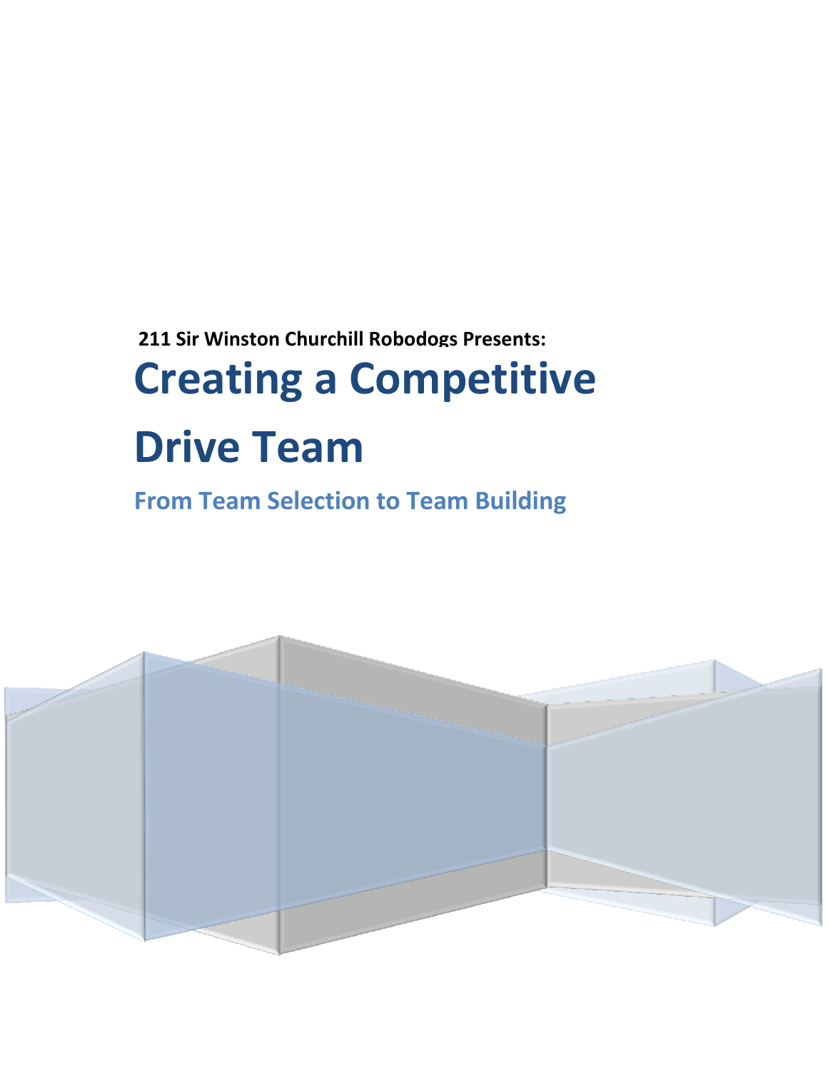**211 Sir Winston Churchill Robodogs Presents:**

# Creating a Competitive Drive Team

## From Team Selection to Team Building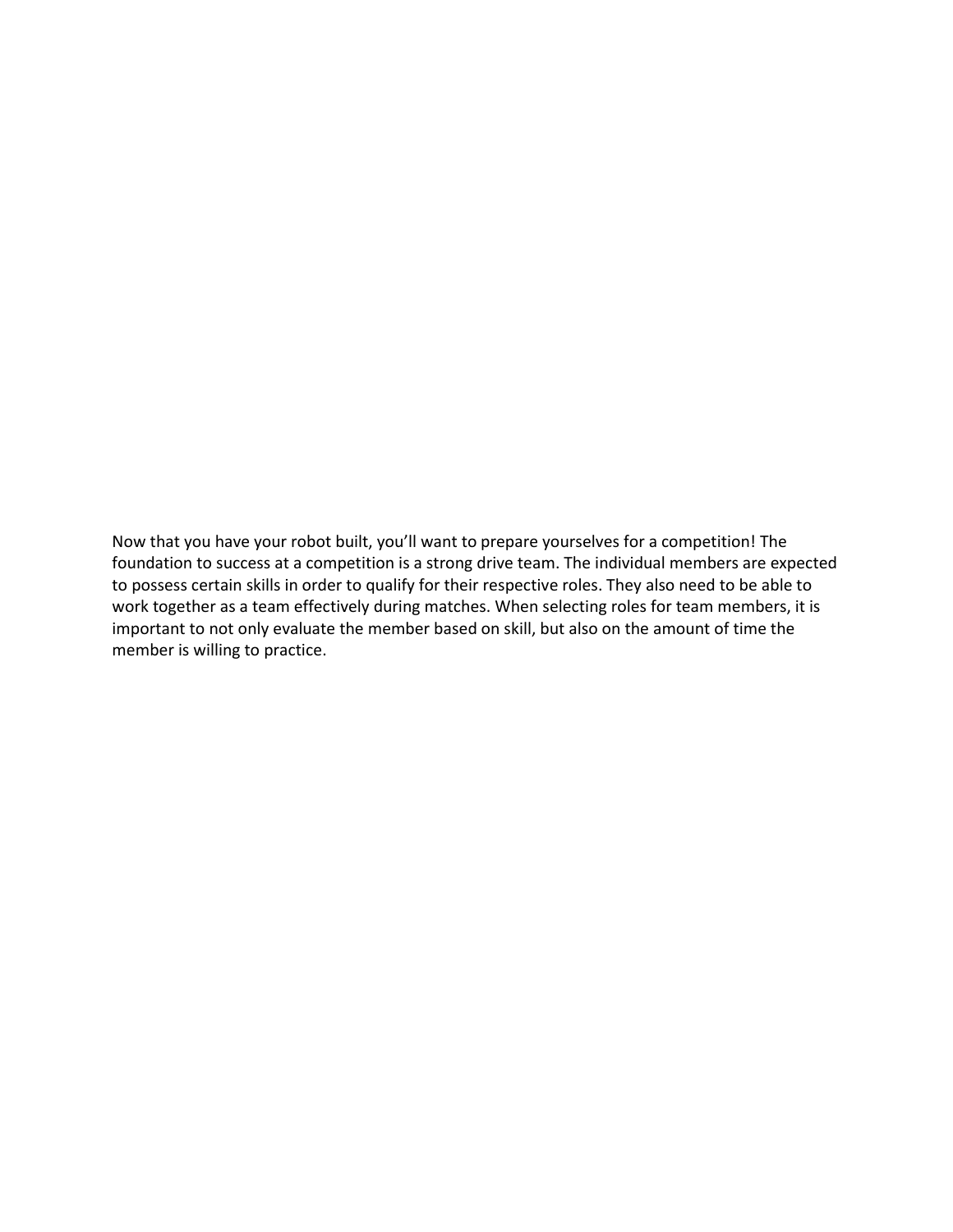Now that you have your robot built, you'll want to prepare yourselves for a competition! The foundation to success at a competition is a strong drive team. The individual members are expected to possess certain skills in order to qualify for their respective roles. They also need to be able to work together as a team effectively during matches. When selecting roles for team members, it is important to not only evaluate the member based on skill, but also on the amount of time the member is willing to practice.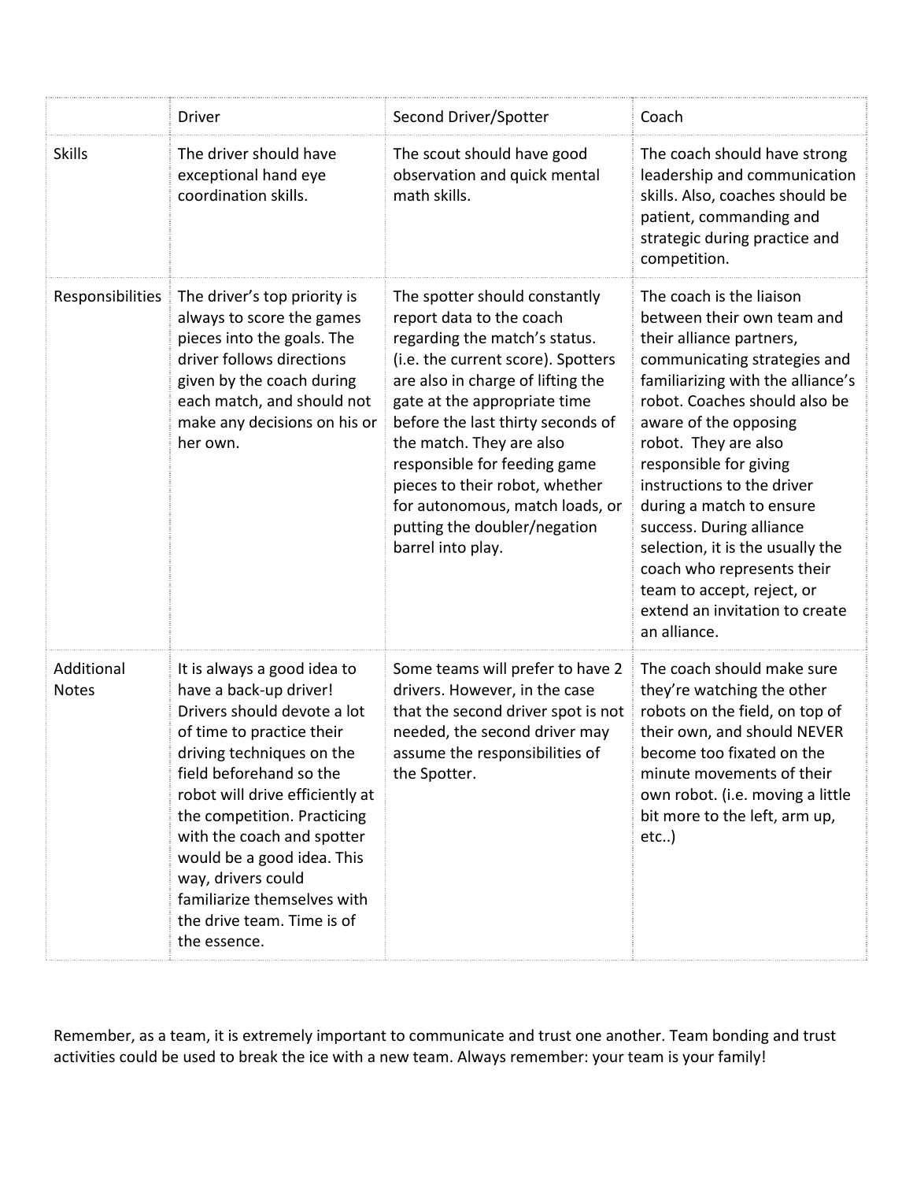| | Driver | Second Driver/Spotter | Coach |
|---|---|---|---|
| Skills | The driver should have exceptional hand eye coordination skills. | The scout should have good observation and quick mental math skills. | The coach should have strong leadership and communication skills. Also, coaches should be patient, commanding and strategic during practice and competition. |
| Responsibilities | The driver's top priority is always to score the games pieces into the goals. The driver follows directions given by the coach during each match, and should not make any decisions on his or her own. | The spotter should constantly report data to the coach regarding the match's status. (i.e. the current score). Spotters are also in charge of lifting the gate at the appropriate time before the last thirty seconds of the match. They are also responsible for feeding game pieces to their robot, whether for autonomous, match loads, or putting the doubler/negation barrel into play. | The coach is the liaison between their own team and their alliance partners, communicating strategies and familiarizing with the alliance's robot. Coaches should also be aware of the opposing robot. They are also responsible for giving instructions to the driver during a match to ensure success. During alliance selection, it is the usually the coach who represents their team to accept, reject, or extend an invitation to create an alliance. |
| Additional Notes | It is always a good idea to have a back-up driver! Drivers should devote a lot of time to practice their driving techniques on the field beforehand so the robot will drive efficiently at the competition. Practicing with the coach and spotter would be a good idea. This way, drivers could familiarize themselves with the drive team. Time is of the essence. | Some teams will prefer to have 2 drivers. However, in the case that the second driver spot is not needed, the second driver may assume the responsibilities of the Spotter. | The coach should make sure they're watching the other robots on the field, on top of their own, and should NEVER become too fixated on the minute movements of their own robot. (i.e. moving a little bit more to the left, arm up, etc..) |

Remember, as a team, it is extremely important to communicate and trust one another. Team bonding and trust activities could be used to break the ice with a new team. Always remember: your team is your family!